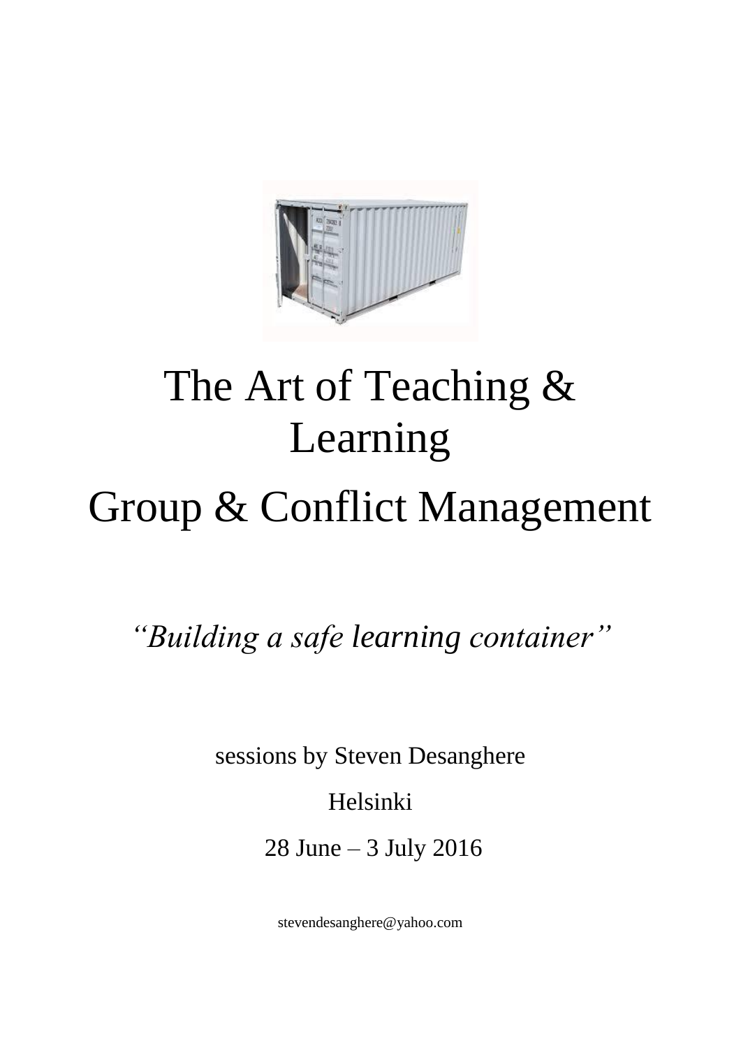# The Art of Teaching & Learning

# Group & Conflict Management

*"Building a safe learning container"*

sessions by Steven Desanghere

Helsinki

28 June – 3 July 2016

stevendesanghere@yahoo.com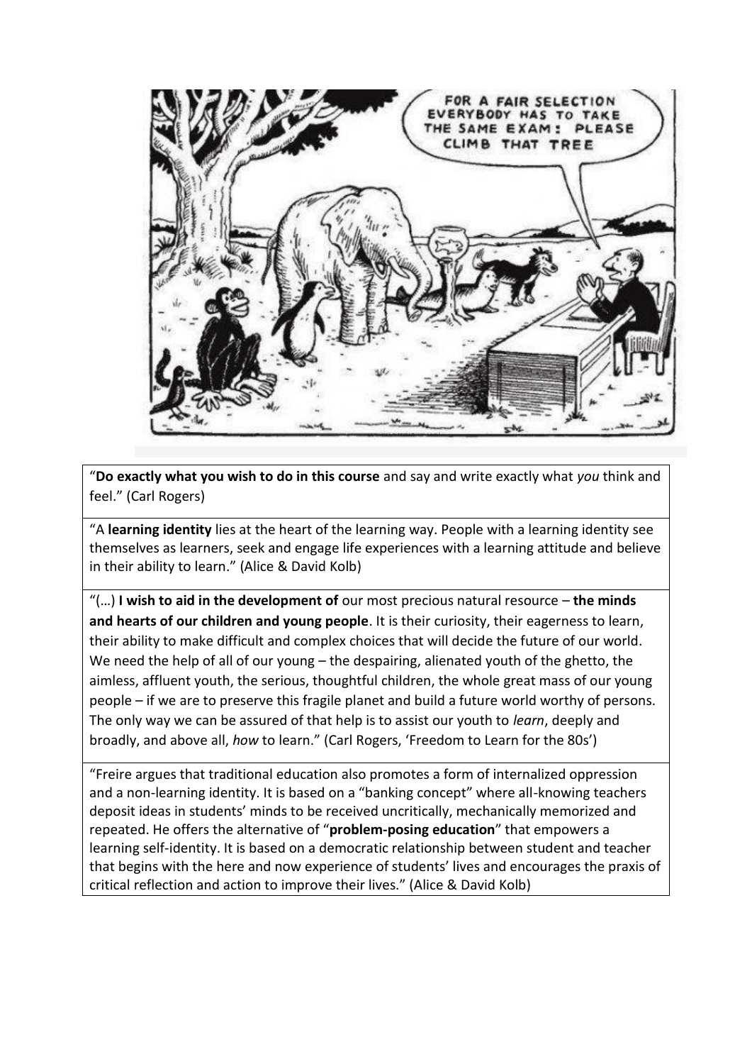“**Do exactly what you wish to do in this course** and say and write exactly what *you* think and feel.” (Carl Rogers)

“A **learning identity** lies at the heart of the learning way. People with a learning identity see themselves as learners, seek and engage life experiences with a learning attitude and believe in their ability to learn.” (Alice & David Kolb)

“(…) **I wish to aid in the development of** our most precious natural resource – **the minds and hearts of our children and young people**. It is their curiosity, their eagerness to learn, their ability to make difficult and complex choices that will decide the future of our world. We need the help of all of our young – the despairing, alienated youth of the ghetto, the aimless, affluent youth, the serious, thoughtful children, the whole great mass of our young people – if we are to preserve this fragile planet and build a future world worthy of persons. The only way we can be assured of that help is to assist our youth to *learn*, deeply and broadly, and above all, *how* to learn.” (Carl Rogers, ‘Freedom to Learn for the 80s’)

“Freire argues that traditional education also promotes a form of internalized oppression and a non-learning identity. It is based on a “banking concept” where all-knowing teachers deposit ideas in students’ minds to be received uncritically, mechanically memorized and repeated. He offers the alternative of “**problem-posing education**” that empowers a learning self-identity. It is based on a democratic relationship between student and teacher that begins with the here and now experience of students’ lives and encourages the praxis of critical reflection and action to improve their lives.” (Alice & David Kolb)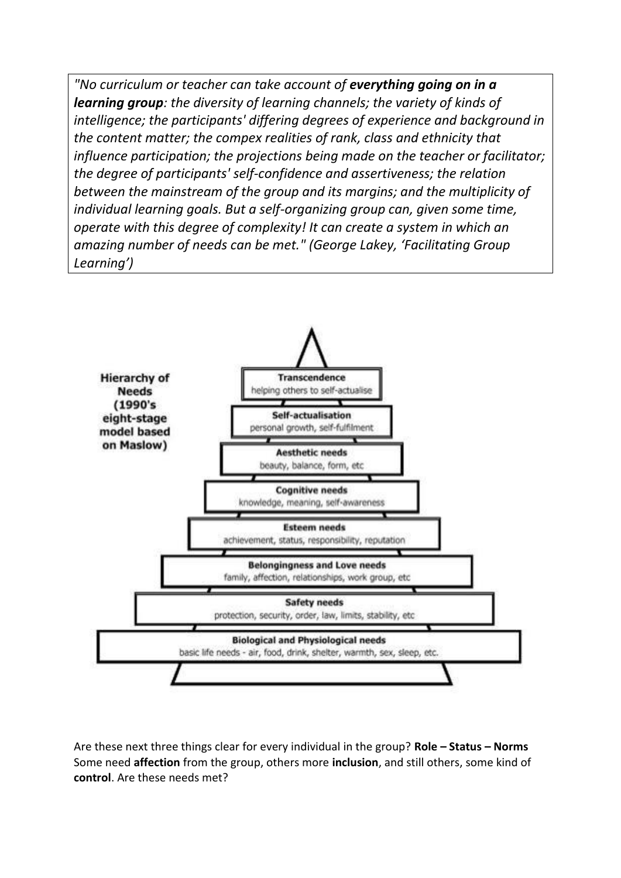*"No curriculum or teacher can take account of **everything going on in a learning group**: the diversity of learning channels; the variety of kinds of intelligence; the participants' differing degrees of experience and background in the content matter; the compex realities of rank, class and ethnicity that influence participation; the projections being made on the teacher or facilitator; the degree of participants' self-confidence and assertiveness; the relation between the mainstream of the group and its margins; and the multiplicity of individual learning goals. But a self-organizing group can, given some time, operate with this degree of complexity! It can create a system in which an amazing number of needs can be met." (George Lakey, 'Facilitating Group Learning')*

**Hierarchy of Needs (1990's eight-stage model based on Maslow)**

- **Transcendence** – helping others to self-actualise
- **Self-actualisation** – personal growth, self-fulfilment
- **Aesthetic needs** – beauty, balance, form, etc
- **Cognitive needs** – knowledge, meaning, self-awareness
- **Esteem needs** – achievement, status, responsibility, reputation
- **Belongingness and Love needs** – family, affection, relationships, work group, etc
- **Safety needs** – protection, security, order, law, limits, stability, etc
- **Biological and Physiological needs** – basic life needs - air, food, drink, shelter, warmth, sex, sleep, etc.

Are these next three things clear for every individual in the group? **Role – Status – Norms**
Some need **affection** from the group, others more **inclusion**, and still others, some kind of **control**. Are these needs met?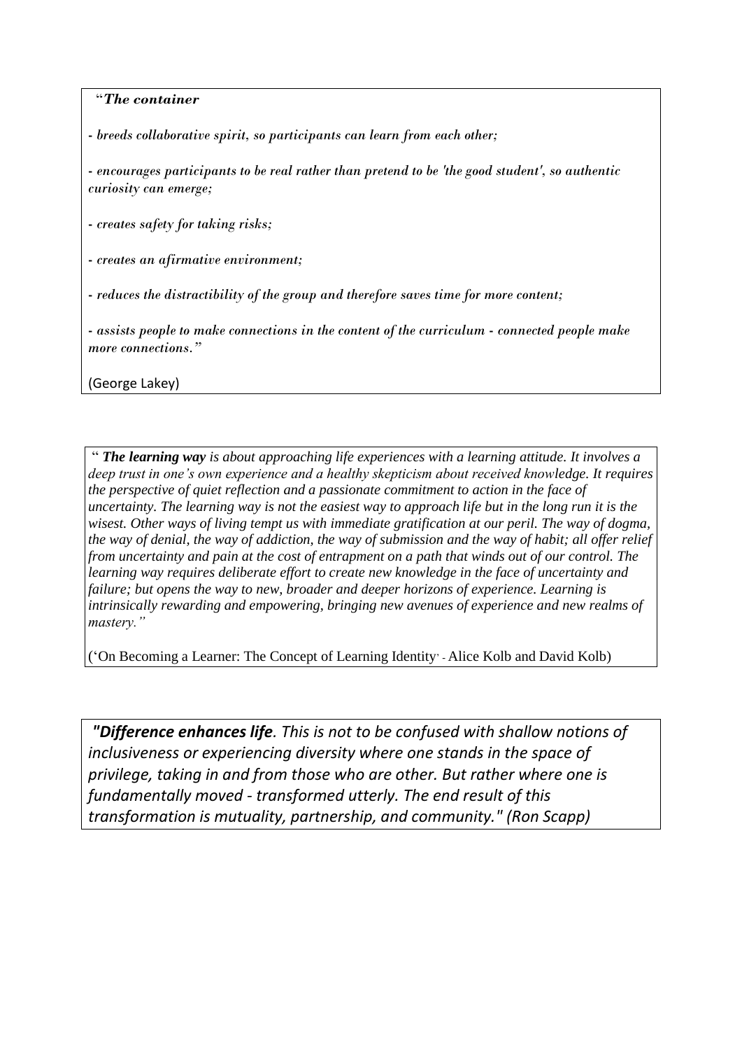"***The container***

*- breeds collaborative spirit, so participants can learn from each other;*

*- encourages participants to be real rather than pretend to be 'the good student', so authentic curiosity can emerge;*

*- creates safety for taking risks;*

*- creates an afirmative environment;*

*- reduces the distractibility of the group and therefore saves time for more content;*

*- assists people to make connections in the content of the curriculum - connected people make more connections."*

(George Lakey)

" ***The learning way*** *is about approaching life experiences with a learning attitude. It involves a deep trust in one's own experience and a healthy skepticism about received knowledge. It requires the perspective of quiet reflection and a passionate commitment to action in the face of uncertainty. The learning way is not the easiest way to approach life but in the long run it is the wisest. Other ways of living tempt us with immediate gratification at our peril. The way of dogma, the way of denial, the way of addiction, the way of submission and the way of habit; all offer relief from uncertainty and pain at the cost of entrapment on a path that winds out of our control. The learning way requires deliberate effort to create new knowledge in the face of uncertainty and failure; but opens the way to new, broader and deeper horizons of experience. Learning is intrinsically rewarding and empowering, bringing new avenues of experience and new realms of mastery."*

('On Becoming a Learner: The Concept of Learning Identity' - Alice Kolb and David Kolb)

***"Difference enhances life****. This is not to be confused with shallow notions of inclusiveness or experiencing diversity where one stands in the space of privilege, taking in and from those who are other. But rather where one is fundamentally moved - transformed utterly. The end result of this transformation is mutuality, partnership, and community." (Ron Scapp)*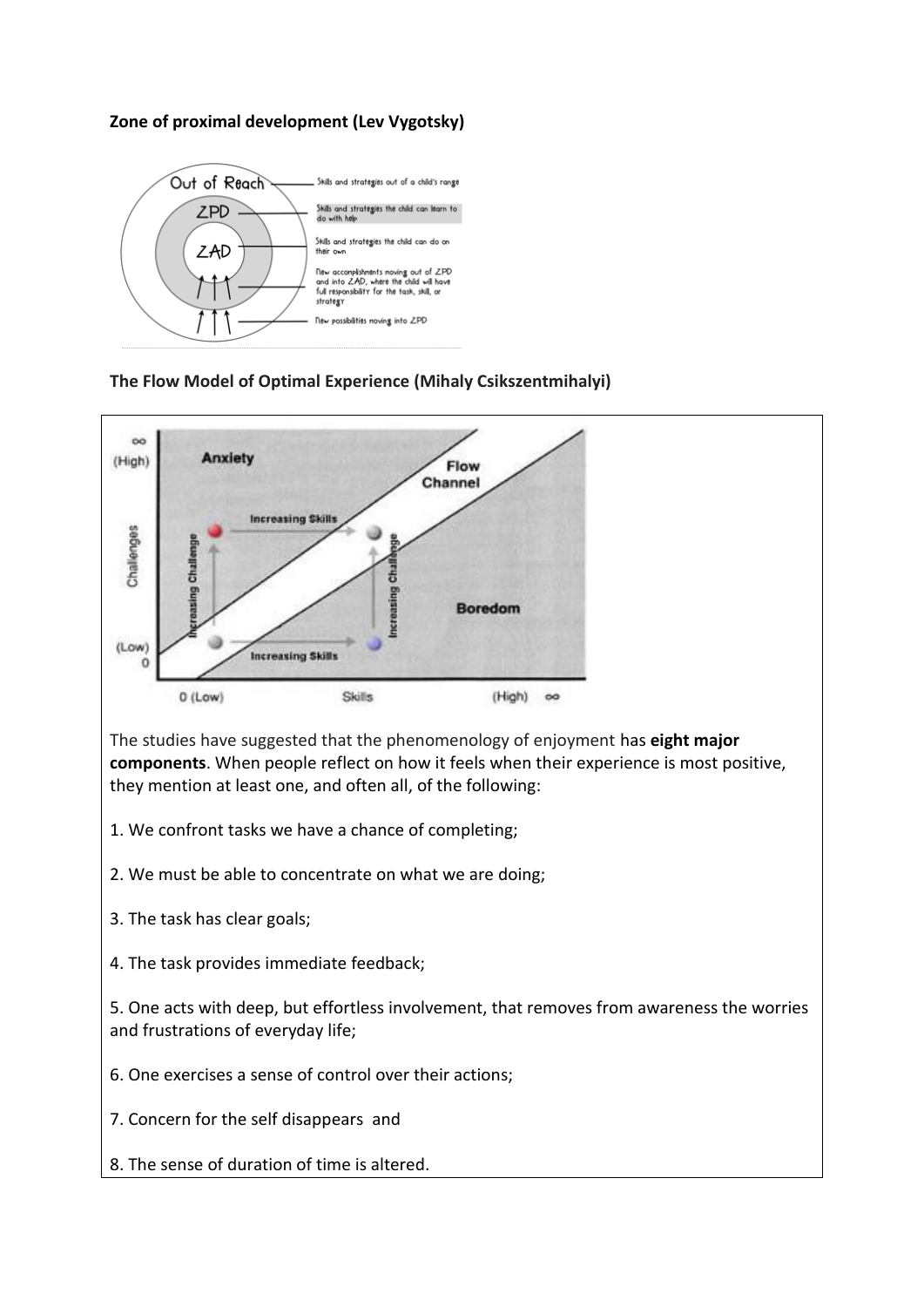**Zone of proximal development (Lev Vygotsky)**

**The Flow Model of Optimal Experience (Mihaly Csikszentmihalyi)**

The studies have suggested that the phenomenology of enjoyment has **eight major components**. When people reflect on how it feels when their experience is most positive, they mention at least one, and often all, of the following:

1. We confront tasks we have a chance of completing;

2. We must be able to concentrate on what we are doing;

3. The task has clear goals;

4. The task provides immediate feedback;

5. One acts with deep, but effortless involvement, that removes from awareness the worries and frustrations of everyday life;

6. One exercises a sense of control over their actions;

7. Concern for the self disappears and

8. The sense of duration of time is altered.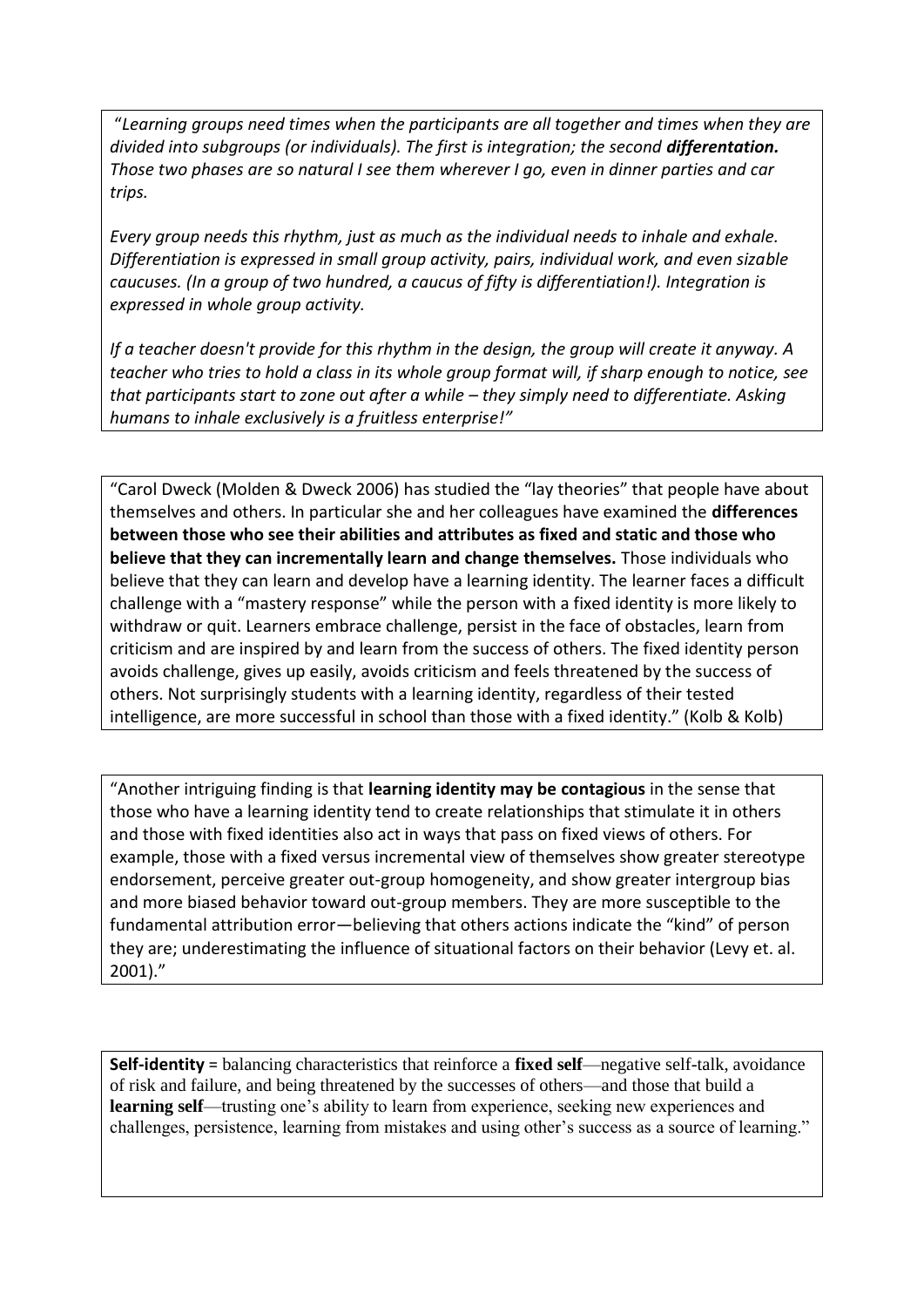*"Learning groups need times when the participants are all together and times when they are divided into subgroups (or individuals). The first is integration; the second* ***differentation.*** *Those two phases are so natural I see them wherever I go, even in dinner parties and car trips.*

*Every group needs this rhythm, just as much as the individual needs to inhale and exhale. Differentiation is expressed in small group activity, pairs, individual work, and even sizable caucuses. (In a group of two hundred, a caucus of fifty is differentiation!). Integration is expressed in whole group activity.*

*If a teacher doesn't provide for this rhythm in the design, the group will create it anyway. A teacher who tries to hold a class in its whole group format will, if sharp enough to notice, see that participants start to zone out after a while – they simply need to differentiate. Asking humans to inhale exclusively is a fruitless enterprise!"*

"Carol Dweck (Molden & Dweck 2006) has studied the "lay theories" that people have about themselves and others. In particular she and her colleagues have examined the **differences between those who see their abilities and attributes as fixed and static and those who believe that they can incrementally learn and change themselves.** Those individuals who believe that they can learn and develop have a learning identity. The learner faces a difficult challenge with a "mastery response" while the person with a fixed identity is more likely to withdraw or quit. Learners embrace challenge, persist in the face of obstacles, learn from criticism and are inspired by and learn from the success of others. The fixed identity person avoids challenge, gives up easily, avoids criticism and feels threatened by the success of others. Not surprisingly students with a learning identity, regardless of their tested intelligence, are more successful in school than those with a fixed identity." (Kolb & Kolb)

"Another intriguing finding is that **learning identity may be contagious** in the sense that those who have a learning identity tend to create relationships that stimulate it in others and those with fixed identities also act in ways that pass on fixed views of others. For example, those with a fixed versus incremental view of themselves show greater stereotype endorsement, perceive greater out-group homogeneity, and show greater intergroup bias and more biased behavior toward out-group members. They are more susceptible to the fundamental attribution error—believing that others actions indicate the "kind" of person they are; underestimating the influence of situational factors on their behavior (Levy et. al. 2001)."

**Self-identity** = balancing characteristics that reinforce a **fixed self**—negative self-talk, avoidance of risk and failure, and being threatened by the successes of others—and those that build a **learning self**—trusting one's ability to learn from experience, seeking new experiences and challenges, persistence, learning from mistakes and using other's success as a source of learning."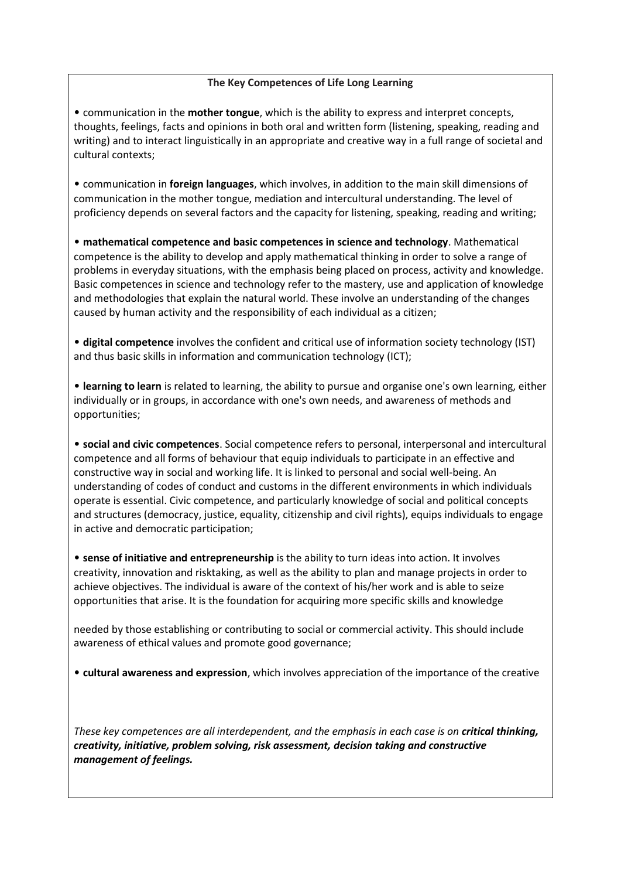**The Key Competences of Life Long Learning**

- communication in the **mother tongue**, which is the ability to express and interpret concepts, thoughts, feelings, facts and opinions in both oral and written form (listening, speaking, reading and writing) and to interact linguistically in an appropriate and creative way in a full range of societal and cultural contexts;

- communication in **foreign languages**, which involves, in addition to the main skill dimensions of communication in the mother tongue, mediation and intercultural understanding. The level of proficiency depends on several factors and the capacity for listening, speaking, reading and writing;

- **mathematical competence and basic competences in science and technology**. Mathematical competence is the ability to develop and apply mathematical thinking in order to solve a range of problems in everyday situations, with the emphasis being placed on process, activity and knowledge. Basic competences in science and technology refer to the mastery, use and application of knowledge and methodologies that explain the natural world. These involve an understanding of the changes caused by human activity and the responsibility of each individual as a citizen;

- **digital competence** involves the confident and critical use of information society technology (IST) and thus basic skills in information and communication technology (ICT);

- **learning to learn** is related to learning, the ability to pursue and organise one's own learning, either individually or in groups, in accordance with one's own needs, and awareness of methods and opportunities;

- **social and civic competences**. Social competence refers to personal, interpersonal and intercultural competence and all forms of behaviour that equip individuals to participate in an effective and constructive way in social and working life. It is linked to personal and social well-being. An understanding of codes of conduct and customs in the different environments in which individuals operate is essential. Civic competence, and particularly knowledge of social and political concepts and structures (democracy, justice, equality, citizenship and civil rights), equips individuals to engage in active and democratic participation;

- **sense of initiative and entrepreneurship** is the ability to turn ideas into action. It involves creativity, innovation and risktaking, as well as the ability to plan and manage projects in order to achieve objectives. The individual is aware of the context of his/her work and is able to seize opportunities that arise. It is the foundation for acquiring more specific skills and knowledge

needed by those establishing or contributing to social or commercial activity. This should include awareness of ethical values and promote good governance;

- **cultural awareness and expression**, which involves appreciation of the importance of the creative

*These key competences are all interdependent, and the emphasis in each case is on **critical thinking, creativity, initiative, problem solving, risk assessment, decision taking and constructive management of feelings.***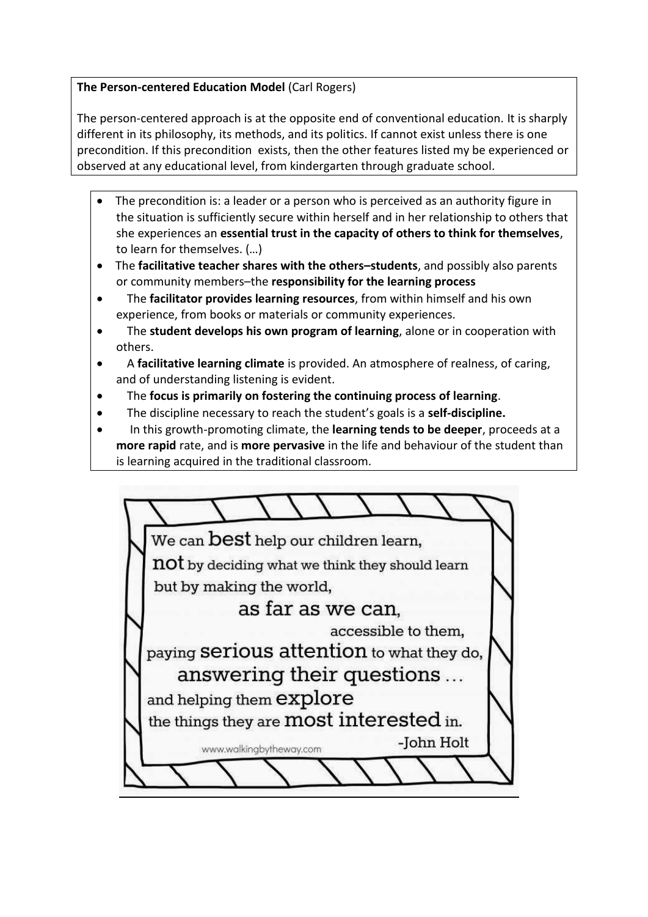**The Person-centered Education Model** (Carl Rogers)

The person-centered approach is at the opposite end of conventional education. It is sharply different in its philosophy, its methods, and its politics. If cannot exist unless there is one precondition. If this precondition exists, then the other features listed my be experienced or observed at any educational level, from kindergarten through graduate school.

- The precondition is: a leader or a person who is perceived as an authority figure in the situation is sufficiently secure within herself and in her relationship to others that she experiences an **essential trust in the capacity of others to think for themselves**, to learn for themselves. (…)
- The **facilitative teacher shares with the others–students**, and possibly also parents or community members–the **responsibility for the learning process**
- The **facilitator provides learning resources**, from within himself and his own experience, from books or materials or community experiences.
- The **student develops his own program of learning**, alone or in cooperation with others.
- A **facilitative learning climate** is provided. An atmosphere of realness, of caring, and of understanding listening is evident.
- The **focus is primarily on fostering the continuing process of learning**.
- The discipline necessary to reach the student's goals is a **self-discipline.**
- In this growth-promoting climate, the **learning tends to be deeper**, proceeds at a **more rapid** rate, and is **more pervasive** in the life and behaviour of the student than is learning acquired in the traditional classroom.

We can **best** help our children learn, **not** by deciding what we think they should learn but by making the world, as far as we can, accessible to them, paying **serious attention** to what they do, answering their questions … and helping them **explore** the things they are **most interested** in.

-John Holt

www.walkingbytheway.com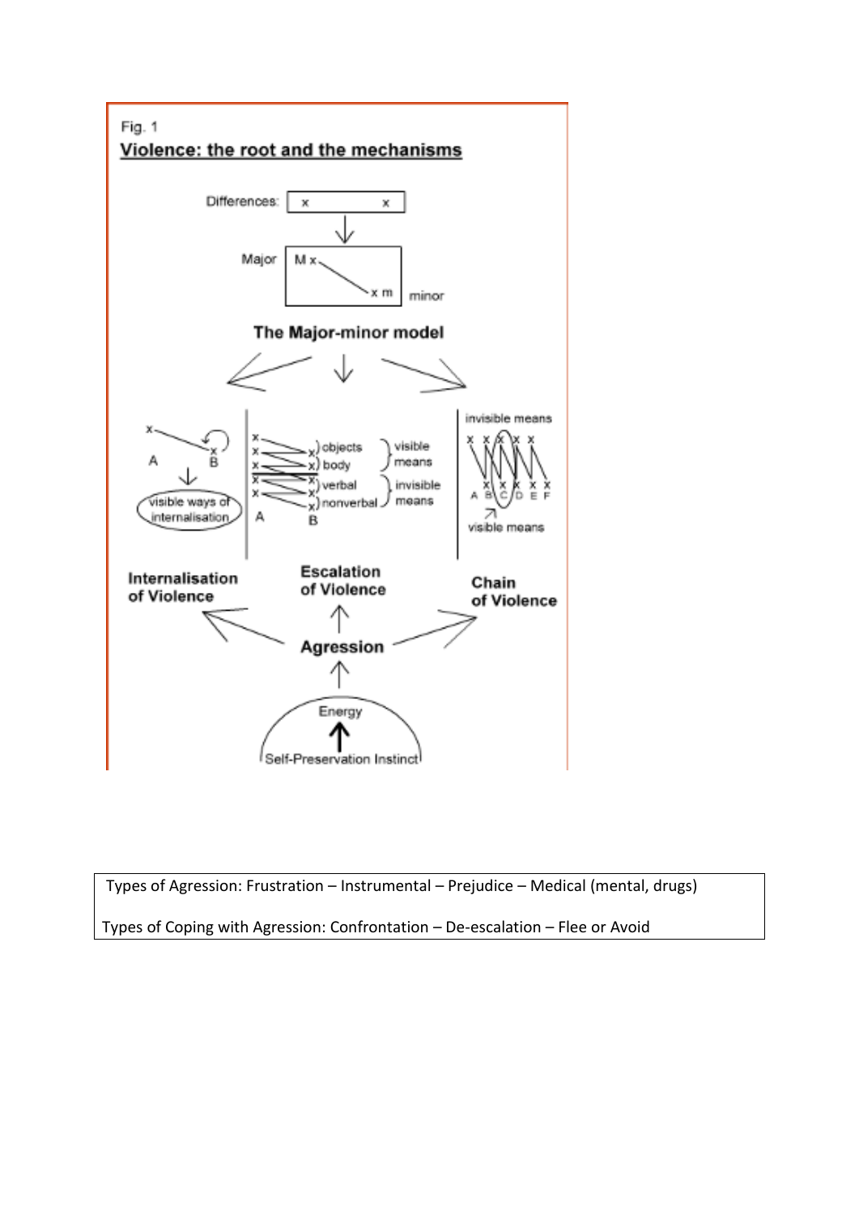Fig. 1

**Violence: the root and the mechanisms**

Differences: x x

Major M x — x m minor

**The Major-minor model**

| Internalisation of Violence | Escalation of Violence | Chain of Violence |
| --- | --- | --- |
| A → B; visible ways of internalisation | A → B: objects, body (visible means); verbal, nonverbal (invisible means) | invisible means; A B C D E F; visible means |

**Agression**

Energy

Self-Preservation Instinct

Types of Agression: Frustration – Instrumental – Prejudice – Medical (mental, drugs)

Types of Coping with Agression: Confrontation – De-escalation – Flee or Avoid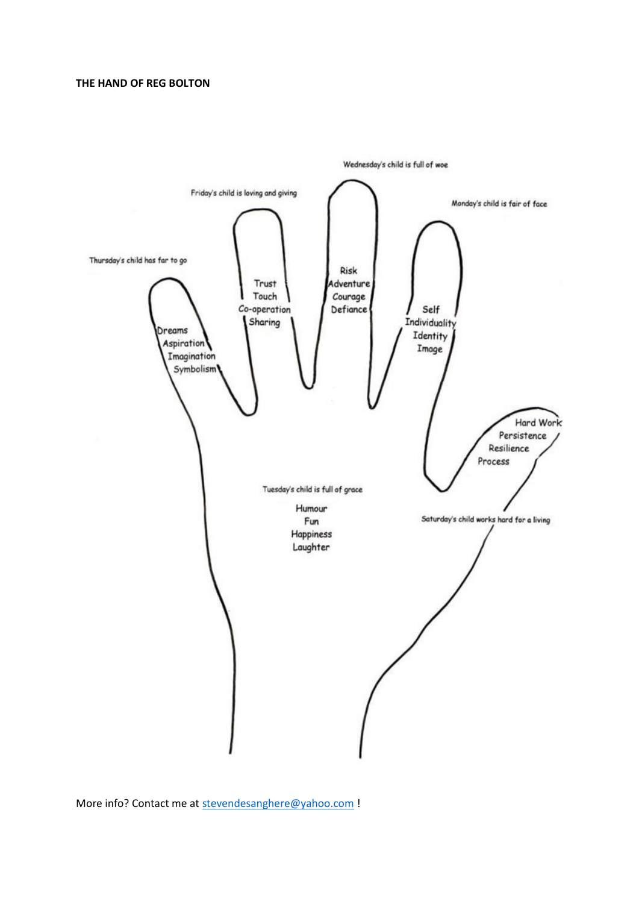**THE HAND OF REG BOLTON**

Wednesday's child is full of woe

Risk
Adventure
Courage
Defiance

Friday's child is loving and giving

Trust
Touch
Co-operation
Sharing

Monday's child is fair of face

Self
Individuality
Identity
Image

Thursday's child has far to go

Dreams
Aspiration
Imagination
Symbolism

Hard Work
Persistence
Resilience
Process

Saturday's child works hard for a living

Tuesday's child is full of grace

Humour
Fun
Happiness
Laughter

More info? Contact me at [stevendesanghere@yahoo.com](mailto:stevendesanghere@yahoo.com) !